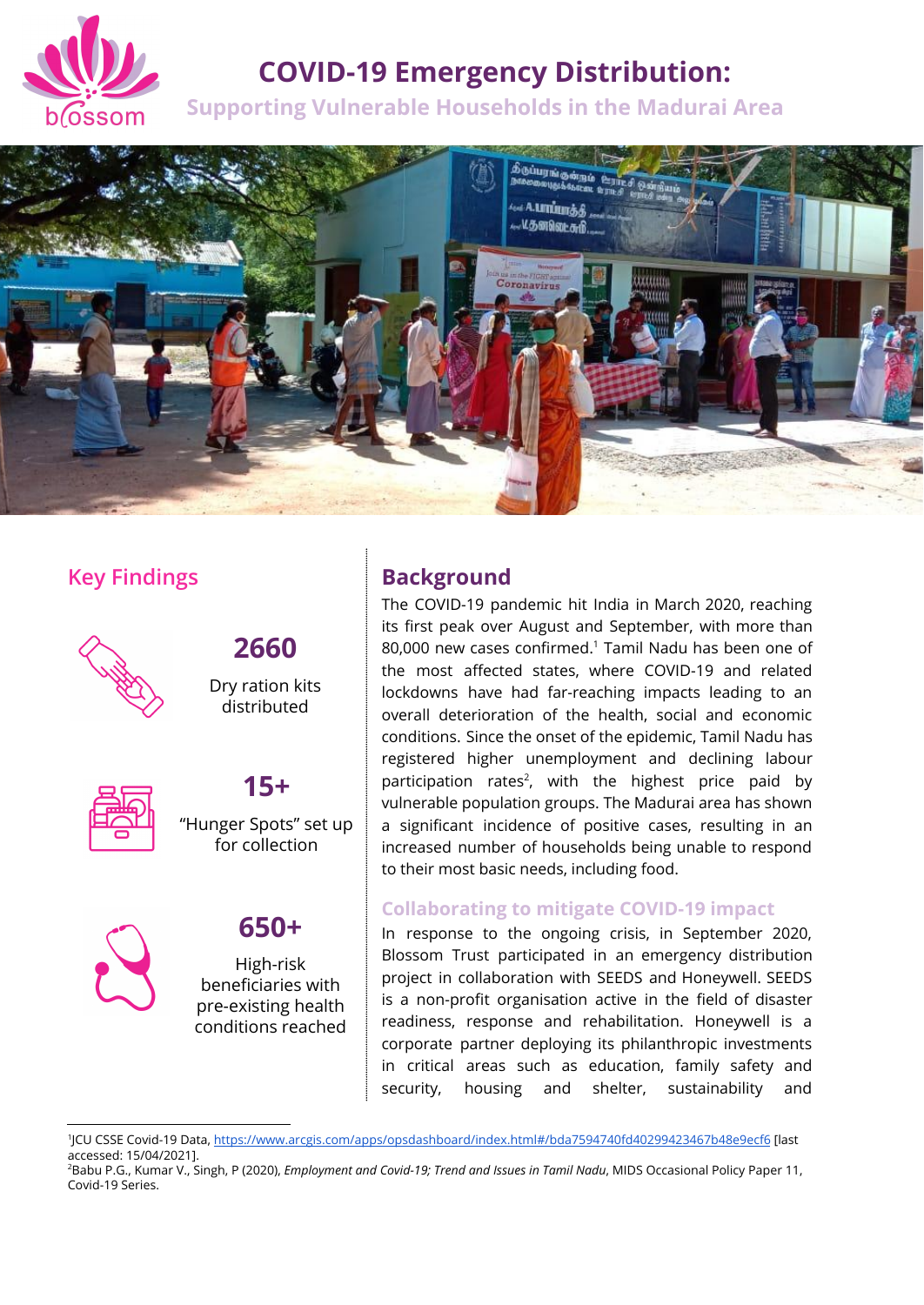# COVID-19 Emergency Distribution:

## Supporting Vulnerable Households in the Madurai Area

## Key Findings

**2660**

Dry ration kits distributed

**15+**

“Hunger Spots” set up for collection

**650+**

High-risk beneficiaries with pre-existing health conditions reached

## Background

The COVID-19 pandemic hit India in March 2020, reaching its first peak over August and September, with more than 80,000 new cases confirmed.[1] Tamil Nadu has been one of the most affected states, where COVID-19 and related lockdowns have had far-reaching impacts leading to an overall deterioration of the health, social and economic conditions. Since the onset of the epidemic, Tamil Nadu has registered higher unemployment and declining labour participation rates[2], with the highest price paid by vulnerable population groups. The Madurai area has shown a significant incidence of positive cases, resulting in an increased number of households being unable to respond to their most basic needs, including food.

### Collaborating to mitigate COVID-19 impact

In response to the ongoing crisis, in September 2020, Blossom Trust participated in an emergency distribution project in collaboration with SEEDS and Honeywell. SEEDS is a non-profit organisation active in the field of disaster readiness, response and rehabilitation. Honeywell is a corporate partner deploying its philanthropic investments in critical areas such as education, family safety and security, housing and shelter, sustainability and

---

[1]JCU CSSE Covid-19 Data, https://www.arcgis.com/apps/opsdashboard/index.html#/bda7594740fd40299423467b48e9ecf6 [last accessed: 15/04/2021].

[2]Babu P.G., Kumar V., Singh, P (2020), *Employment and Covid-19; Trend and Issues in Tamil Nadu*, MIDS Occasional Policy Paper 11, Covid-19 Series.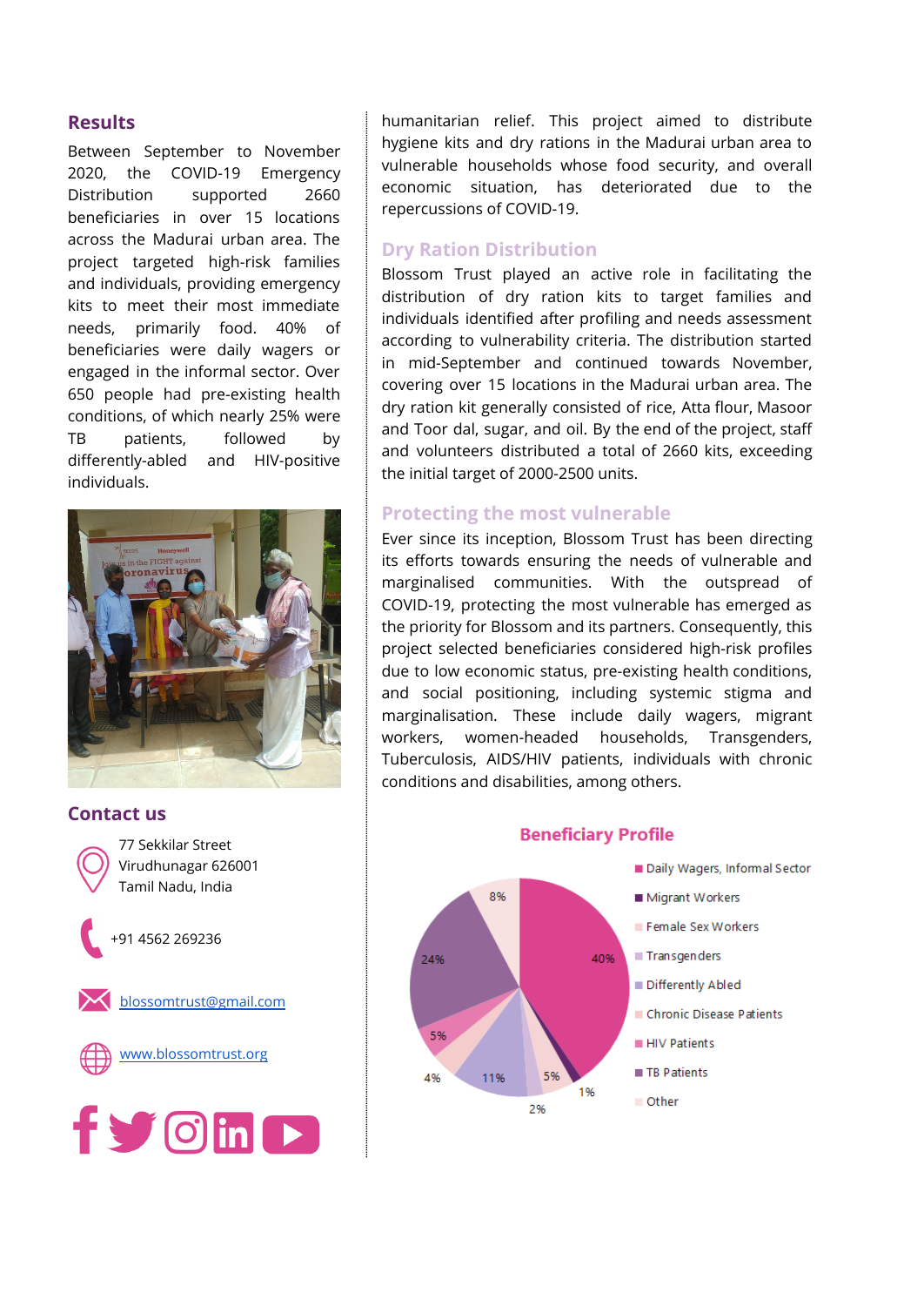## Results

Between September to November 2020, the COVID-19 Emergency Distribution supported 2660 beneficiaries in over 15 locations across the Madurai urban area. The project targeted high-risk families and individuals, providing emergency kits to meet their most immediate needs, primarily food. 40% of beneficiaries were daily wagers or engaged in the informal sector. Over 650 people had pre-existing health conditions, of which nearly 25% were TB patients, followed by differently-abled and HIV-positive individuals.

## Contact us

77 Sekkilar Street
Virudhunagar 626001
Tamil Nadu, India

+91 4562 269236

blossomtrust@gmail.com

www.blossomtrust.org

humanitarian relief. This project aimed to distribute hygiene kits and dry rations in the Madurai urban area to vulnerable households whose food security, and overall economic situation, has deteriorated due to the repercussions of COVID-19.

## Dry Ration Distribution

Blossom Trust played an active role in facilitating the distribution of dry ration kits to target families and individuals identified after profiling and needs assessment according to vulnerability criteria. The distribution started in mid-September and continued towards November, covering over 15 locations in the Madurai urban area. The dry ration kit generally consisted of rice, Atta flour, Masoor and Toor dal, sugar, and oil. By the end of the project, staff and volunteers distributed a total of 2660 kits, exceeding the initial target of 2000-2500 units.

## Protecting the most vulnerable

Ever since its inception, Blossom Trust has been directing its efforts towards ensuring the needs of vulnerable and marginalised communities. With the outspread of COVID-19, protecting the most vulnerable has emerged as the priority for Blossom and its partners. Consequently, this project selected beneficiaries considered high-risk profiles due to low economic status, pre-existing health conditions, and social positioning, including systemic stigma and marginalisation. These include daily wagers, migrant workers, women-headed households, Transgenders, Tuberculosis, AIDS/HIV patients, individuals with chronic conditions and disabilities, among others.

### Beneficiary Profile

40%
1%
5%
2%
11%
4%
5%
24%
8%

- Daily Wagers, Informal Sector
- Migrant Workers
- Female Sex Workers
- Transgenders
- Differently Abled
- Chronic Disease Patients
- HIV Patients
- TB Patients
- Other